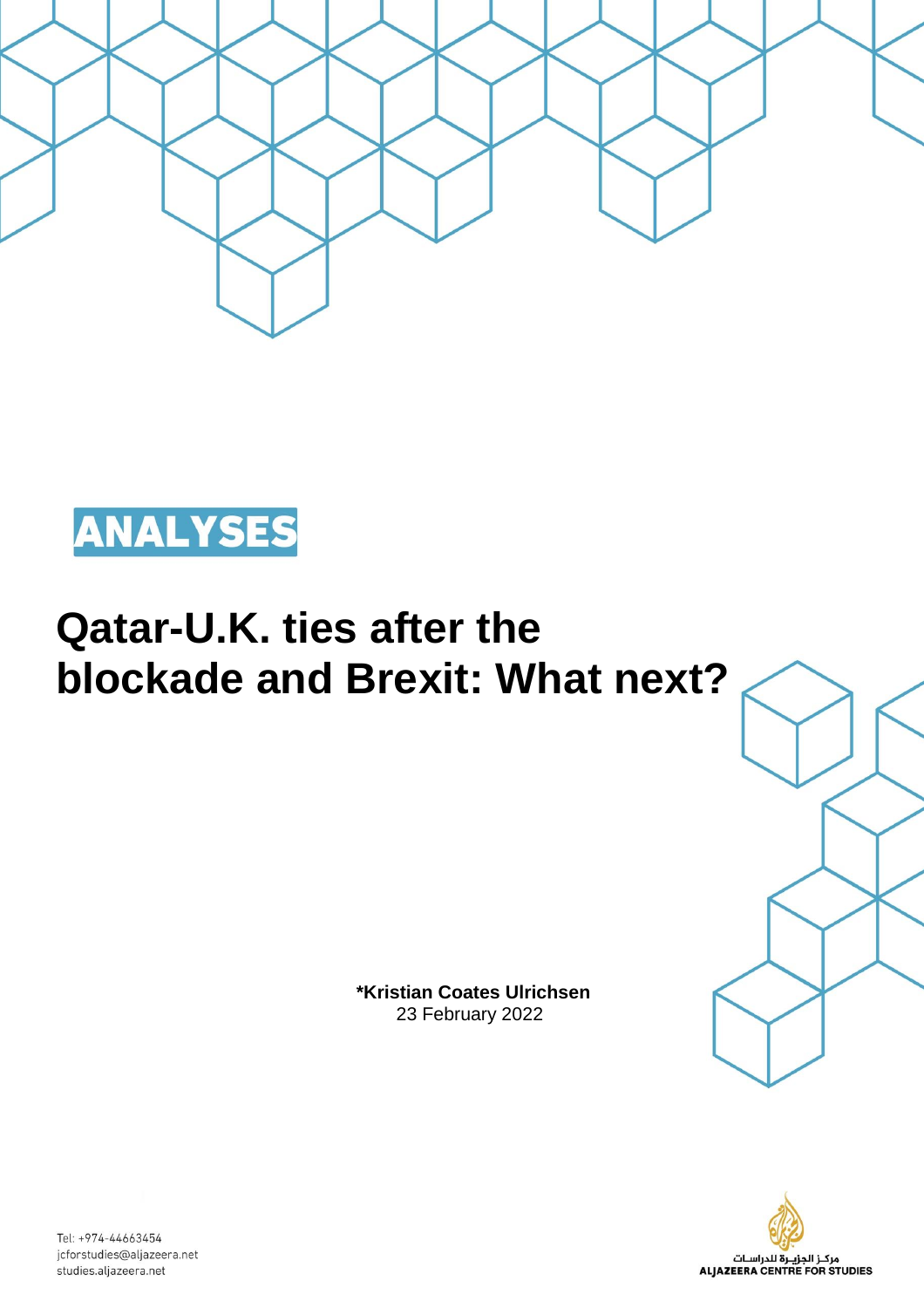ANALYSES

# Qatar-U.K. ties after the blockade and Brexit: What next?

**\*Kristian Coates Ulrichsen**
23 February 2022

Tel: +974-44663454
jcforstudies@aljazeera.net
studies.aljazeera.net

مركـز الجزيـرة للدراسـات
ALJAZEERA CENTRE FOR STUDIES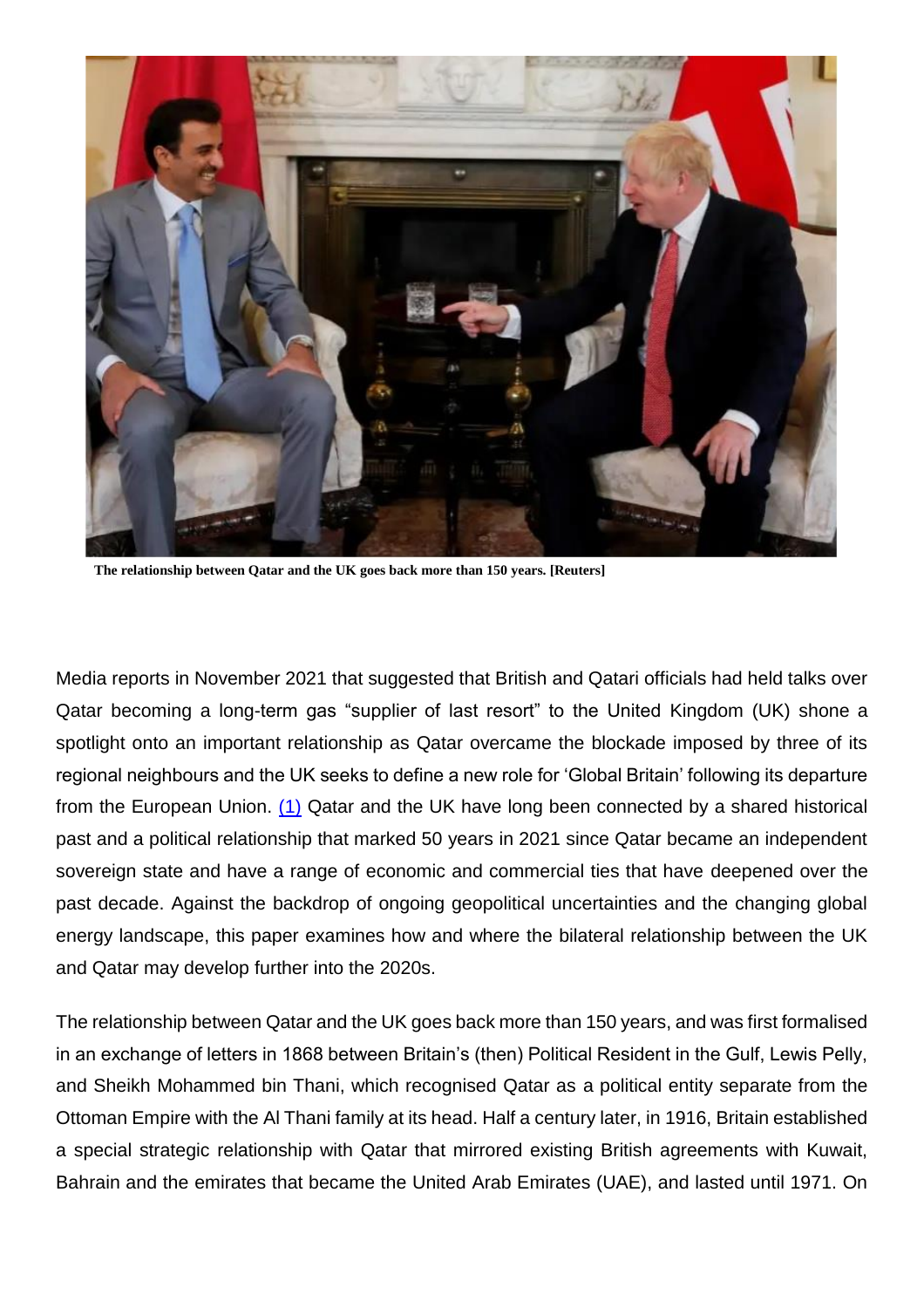**The relationship between Qatar and the UK goes back more than 150 years. [Reuters]**

Media reports in November 2021 that suggested that British and Qatari officials had held talks over Qatar becoming a long-term gas "supplier of last resort" to the United Kingdom (UK) shone a spotlight onto an important relationship as Qatar overcame the blockade imposed by three of its regional neighbours and the UK seeks to define a new role for 'Global Britain' following its departure from the European Union. (1) Qatar and the UK have long been connected by a shared historical past and a political relationship that marked 50 years in 2021 since Qatar became an independent sovereign state and have a range of economic and commercial ties that have deepened over the past decade. Against the backdrop of ongoing geopolitical uncertainties and the changing global energy landscape, this paper examines how and where the bilateral relationship between the UK and Qatar may develop further into the 2020s.

The relationship between Qatar and the UK goes back more than 150 years, and was first formalised in an exchange of letters in 1868 between Britain's (then) Political Resident in the Gulf, Lewis Pelly, and Sheikh Mohammed bin Thani, which recognised Qatar as a political entity separate from the Ottoman Empire with the Al Thani family at its head. Half a century later, in 1916, Britain established a special strategic relationship with Qatar that mirrored existing British agreements with Kuwait, Bahrain and the emirates that became the United Arab Emirates (UAE), and lasted until 1971. On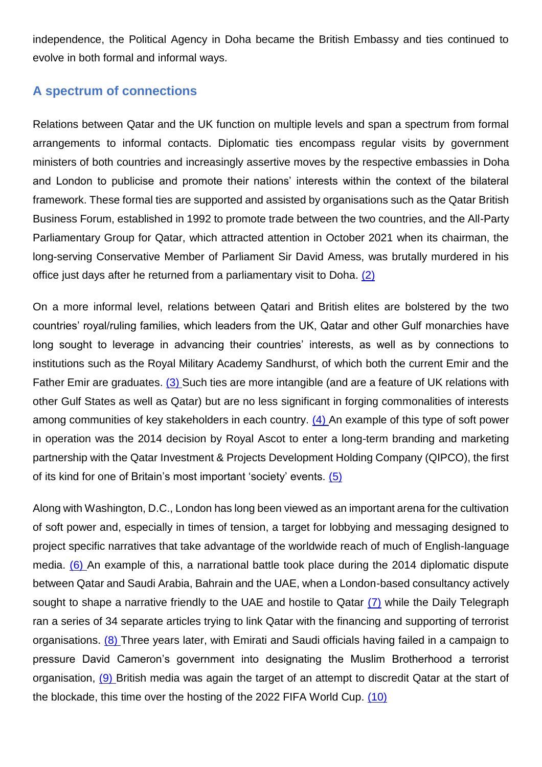independence, the Political Agency in Doha became the British Embassy and ties continued to evolve in both formal and informal ways.

## A spectrum of connections

Relations between Qatar and the UK function on multiple levels and span a spectrum from formal arrangements to informal contacts. Diplomatic ties encompass regular visits by government ministers of both countries and increasingly assertive moves by the respective embassies in Doha and London to publicise and promote their nations' interests within the context of the bilateral framework. These formal ties are supported and assisted by organisations such as the Qatar British Business Forum, established in 1992 to promote trade between the two countries, and the All-Party Parliamentary Group for Qatar, which attracted attention in October 2021 when its chairman, the long-serving Conservative Member of Parliament Sir David Amess, was brutally murdered in his office just days after he returned from a parliamentary visit to Doha. (2)

On a more informal level, relations between Qatari and British elites are bolstered by the two countries' royal/ruling families, which leaders from the UK, Qatar and other Gulf monarchies have long sought to leverage in advancing their countries' interests, as well as by connections to institutions such as the Royal Military Academy Sandhurst, of which both the current Emir and the Father Emir are graduates. (3) Such ties are more intangible (and are a feature of UK relations with other Gulf States as well as Qatar) but are no less significant in forging commonalities of interests among communities of key stakeholders in each country. (4) An example of this type of soft power in operation was the 2014 decision by Royal Ascot to enter a long-term branding and marketing partnership with the Qatar Investment & Projects Development Holding Company (QIPCO), the first of its kind for one of Britain's most important 'society' events. (5)

Along with Washington, D.C., London has long been viewed as an important arena for the cultivation of soft power and, especially in times of tension, a target for lobbying and messaging designed to project specific narratives that take advantage of the worldwide reach of much of English-language media. (6) An example of this, a narrational battle took place during the 2014 diplomatic dispute between Qatar and Saudi Arabia, Bahrain and the UAE, when a London-based consultancy actively sought to shape a narrative friendly to the UAE and hostile to Qatar (7) while the Daily Telegraph ran a series of 34 separate articles trying to link Qatar with the financing and supporting of terrorist organisations. (8) Three years later, with Emirati and Saudi officials having failed in a campaign to pressure David Cameron's government into designating the Muslim Brotherhood a terrorist organisation, (9) British media was again the target of an attempt to discredit Qatar at the start of the blockade, this time over the hosting of the 2022 FIFA World Cup. (10)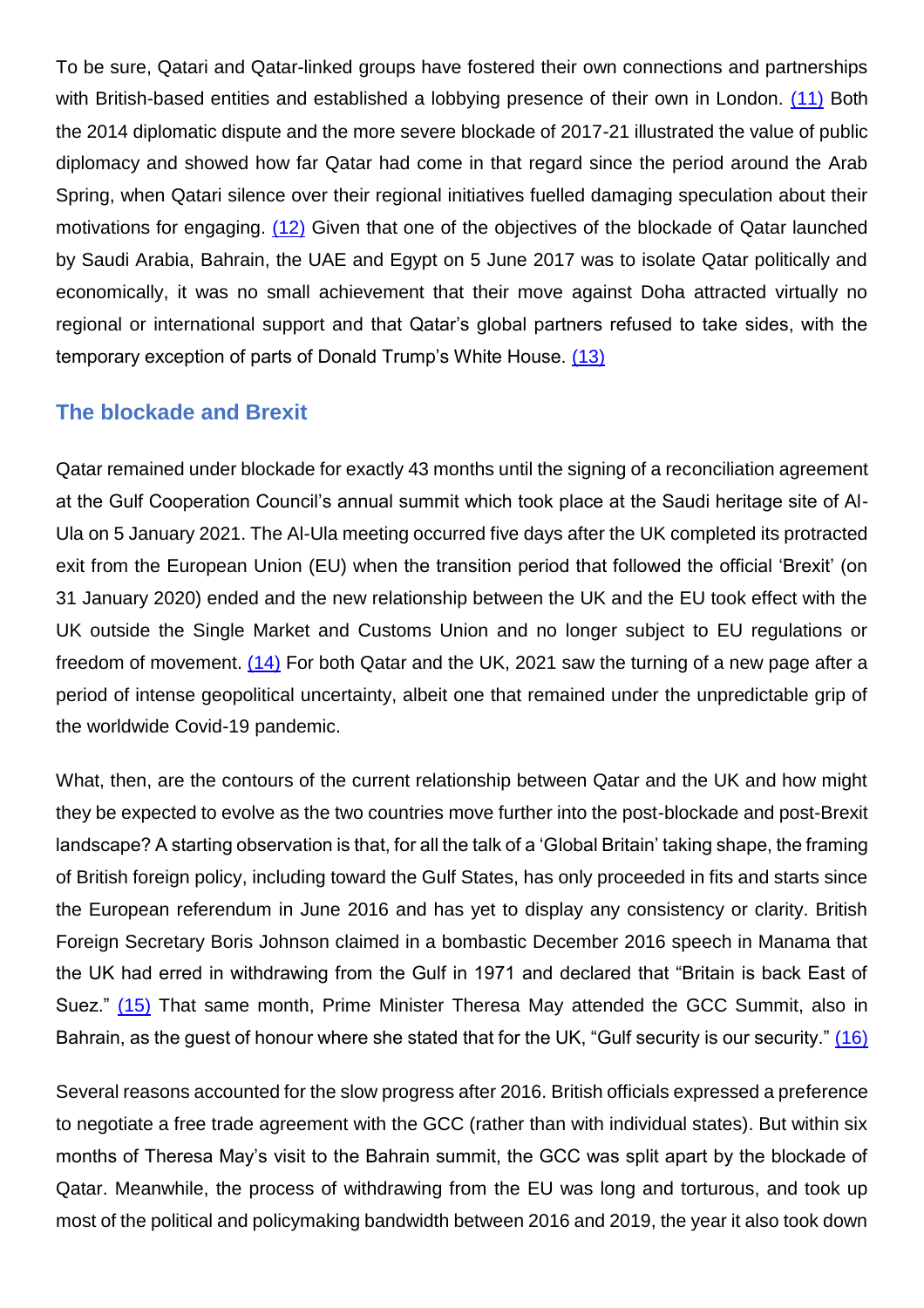To be sure, Qatari and Qatar-linked groups have fostered their own connections and partnerships with British-based entities and established a lobbying presence of their own in London. (11) Both the 2014 diplomatic dispute and the more severe blockade of 2017-21 illustrated the value of public diplomacy and showed how far Qatar had come in that regard since the period around the Arab Spring, when Qatari silence over their regional initiatives fuelled damaging speculation about their motivations for engaging. (12) Given that one of the objectives of the blockade of Qatar launched by Saudi Arabia, Bahrain, the UAE and Egypt on 5 June 2017 was to isolate Qatar politically and economically, it was no small achievement that their move against Doha attracted virtually no regional or international support and that Qatar's global partners refused to take sides, with the temporary exception of parts of Donald Trump's White House. (13)

## The blockade and Brexit

Qatar remained under blockade for exactly 43 months until the signing of a reconciliation agreement at the Gulf Cooperation Council's annual summit which took place at the Saudi heritage site of Al-Ula on 5 January 2021. The Al-Ula meeting occurred five days after the UK completed its protracted exit from the European Union (EU) when the transition period that followed the official 'Brexit' (on 31 January 2020) ended and the new relationship between the UK and the EU took effect with the UK outside the Single Market and Customs Union and no longer subject to EU regulations or freedom of movement. (14) For both Qatar and the UK, 2021 saw the turning of a new page after a period of intense geopolitical uncertainty, albeit one that remained under the unpredictable grip of the worldwide Covid-19 pandemic.

What, then, are the contours of the current relationship between Qatar and the UK and how might they be expected to evolve as the two countries move further into the post-blockade and post-Brexit landscape? A starting observation is that, for all the talk of a 'Global Britain' taking shape, the framing of British foreign policy, including toward the Gulf States, has only proceeded in fits and starts since the European referendum in June 2016 and has yet to display any consistency or clarity. British Foreign Secretary Boris Johnson claimed in a bombastic December 2016 speech in Manama that the UK had erred in withdrawing from the Gulf in 1971 and declared that "Britain is back East of Suez." (15) That same month, Prime Minister Theresa May attended the GCC Summit, also in Bahrain, as the guest of honour where she stated that for the UK, "Gulf security is our security." (16)

Several reasons accounted for the slow progress after 2016. British officials expressed a preference to negotiate a free trade agreement with the GCC (rather than with individual states). But within six months of Theresa May's visit to the Bahrain summit, the GCC was split apart by the blockade of Qatar. Meanwhile, the process of withdrawing from the EU was long and torturous, and took up most of the political and policymaking bandwidth between 2016 and 2019, the year it also took down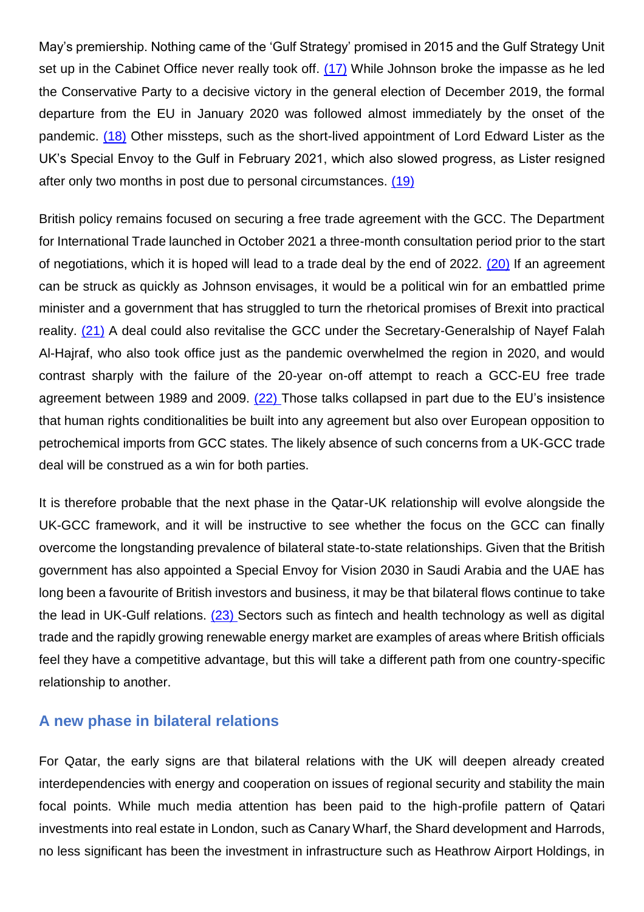May's premiership. Nothing came of the 'Gulf Strategy' promised in 2015 and the Gulf Strategy Unit set up in the Cabinet Office never really took off. (17) While Johnson broke the impasse as he led the Conservative Party to a decisive victory in the general election of December 2019, the formal departure from the EU in January 2020 was followed almost immediately by the onset of the pandemic. (18) Other missteps, such as the short-lived appointment of Lord Edward Lister as the UK's Special Envoy to the Gulf in February 2021, which also slowed progress, as Lister resigned after only two months in post due to personal circumstances. (19)

British policy remains focused on securing a free trade agreement with the GCC. The Department for International Trade launched in October 2021 a three-month consultation period prior to the start of negotiations, which it is hoped will lead to a trade deal by the end of 2022. (20) If an agreement can be struck as quickly as Johnson envisages, it would be a political win for an embattled prime minister and a government that has struggled to turn the rhetorical promises of Brexit into practical reality. (21) A deal could also revitalise the GCC under the Secretary-Generalship of Nayef Falah Al-Hajraf, who also took office just as the pandemic overwhelmed the region in 2020, and would contrast sharply with the failure of the 20-year on-off attempt to reach a GCC-EU free trade agreement between 1989 and 2009. (22) Those talks collapsed in part due to the EU's insistence that human rights conditionalities be built into any agreement but also over European opposition to petrochemical imports from GCC states. The likely absence of such concerns from a UK-GCC trade deal will be construed as a win for both parties.

It is therefore probable that the next phase in the Qatar-UK relationship will evolve alongside the UK-GCC framework, and it will be instructive to see whether the focus on the GCC can finally overcome the longstanding prevalence of bilateral state-to-state relationships. Given that the British government has also appointed a Special Envoy for Vision 2030 in Saudi Arabia and the UAE has long been a favourite of British investors and business, it may be that bilateral flows continue to take the lead in UK-Gulf relations. (23) Sectors such as fintech and health technology as well as digital trade and the rapidly growing renewable energy market are examples of areas where British officials feel they have a competitive advantage, but this will take a different path from one country-specific relationship to another.

## A new phase in bilateral relations

For Qatar, the early signs are that bilateral relations with the UK will deepen already created interdependencies with energy and cooperation on issues of regional security and stability the main focal points. While much media attention has been paid to the high-profile pattern of Qatari investments into real estate in London, such as Canary Wharf, the Shard development and Harrods, no less significant has been the investment in infrastructure such as Heathrow Airport Holdings, in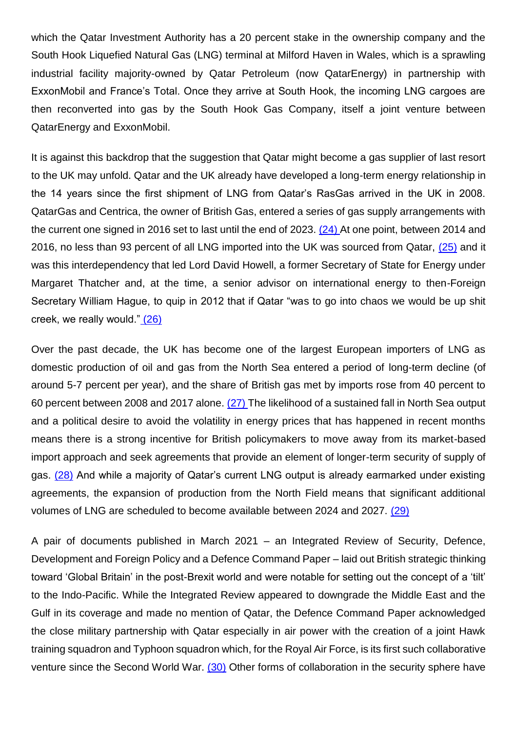which the Qatar Investment Authority has a 20 percent stake in the ownership company and the South Hook Liquefied Natural Gas (LNG) terminal at Milford Haven in Wales, which is a sprawling industrial facility majority-owned by Qatar Petroleum (now QatarEnergy) in partnership with ExxonMobil and France's Total. Once they arrive at South Hook, the incoming LNG cargoes are then reconverted into gas by the South Hook Gas Company, itself a joint venture between QatarEnergy and ExxonMobil.

It is against this backdrop that the suggestion that Qatar might become a gas supplier of last resort to the UK may unfold. Qatar and the UK already have developed a long-term energy relationship in the 14 years since the first shipment of LNG from Qatar's RasGas arrived in the UK in 2008. QatarGas and Centrica, the owner of British Gas, entered a series of gas supply arrangements with the current one signed in 2016 set to last until the end of 2023. (24) At one point, between 2014 and 2016, no less than 93 percent of all LNG imported into the UK was sourced from Qatar, (25) and it was this interdependency that led Lord David Howell, a former Secretary of State for Energy under Margaret Thatcher and, at the time, a senior advisor on international energy to then-Foreign Secretary William Hague, to quip in 2012 that if Qatar "was to go into chaos we would be up shit creek, we really would." (26)

Over the past decade, the UK has become one of the largest European importers of LNG as domestic production of oil and gas from the North Sea entered a period of long-term decline (of around 5-7 percent per year), and the share of British gas met by imports rose from 40 percent to 60 percent between 2008 and 2017 alone. (27) The likelihood of a sustained fall in North Sea output and a political desire to avoid the volatility in energy prices that has happened in recent months means there is a strong incentive for British policymakers to move away from its market-based import approach and seek agreements that provide an element of longer-term security of supply of gas. (28) And while a majority of Qatar's current LNG output is already earmarked under existing agreements, the expansion of production from the North Field means that significant additional volumes of LNG are scheduled to become available between 2024 and 2027. (29)

A pair of documents published in March 2021 – an Integrated Review of Security, Defence, Development and Foreign Policy and a Defence Command Paper – laid out British strategic thinking toward 'Global Britain' in the post-Brexit world and were notable for setting out the concept of a 'tilt' to the Indo-Pacific. While the Integrated Review appeared to downgrade the Middle East and the Gulf in its coverage and made no mention of Qatar, the Defence Command Paper acknowledged the close military partnership with Qatar especially in air power with the creation of a joint Hawk training squadron and Typhoon squadron which, for the Royal Air Force, is its first such collaborative venture since the Second World War. (30) Other forms of collaboration in the security sphere have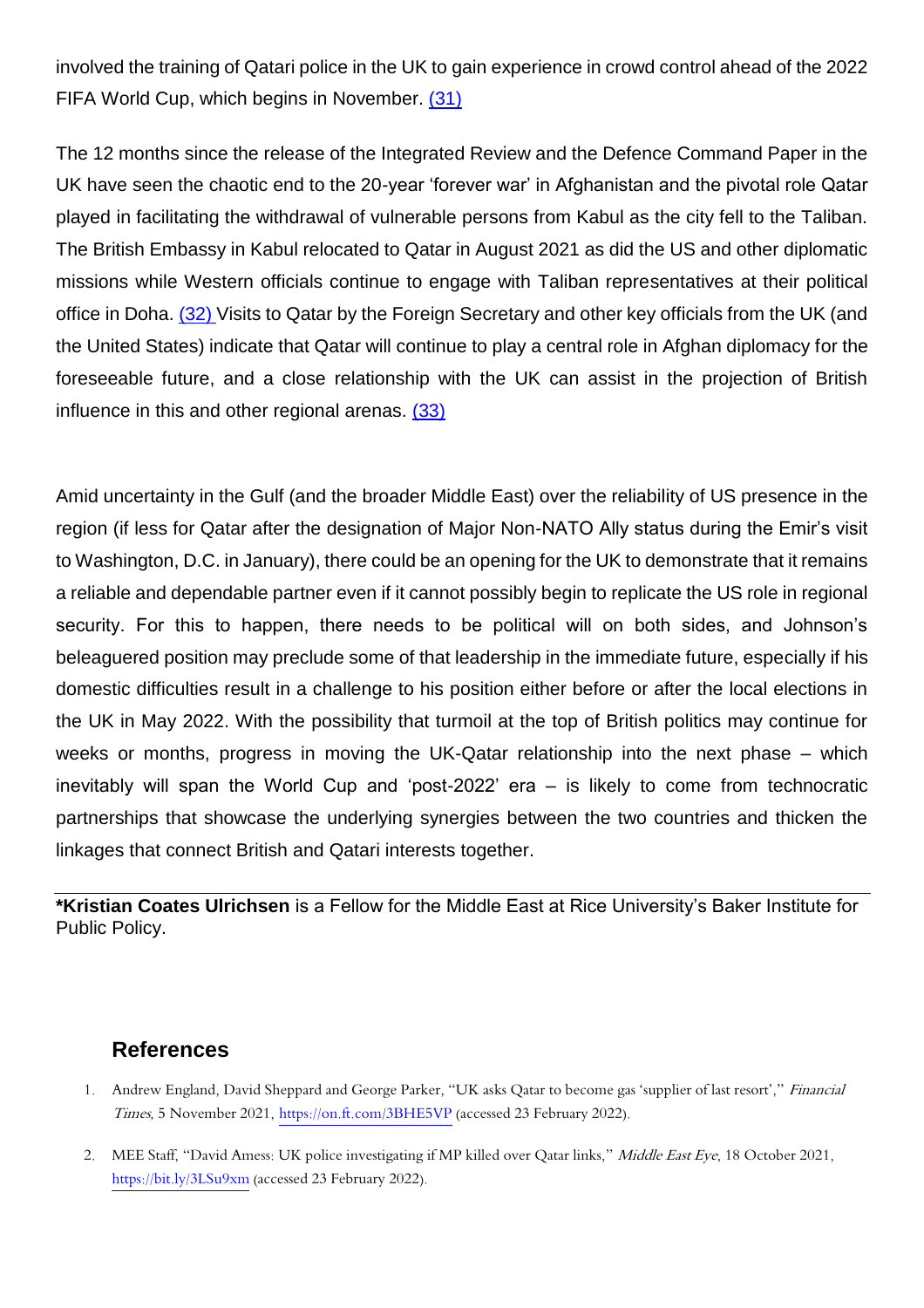involved the training of Qatari police in the UK to gain experience in crowd control ahead of the 2022 FIFA World Cup, which begins in November. (31)

The 12 months since the release of the Integrated Review and the Defence Command Paper in the UK have seen the chaotic end to the 20-year 'forever war' in Afghanistan and the pivotal role Qatar played in facilitating the withdrawal of vulnerable persons from Kabul as the city fell to the Taliban. The British Embassy in Kabul relocated to Qatar in August 2021 as did the US and other diplomatic missions while Western officials continue to engage with Taliban representatives at their political office in Doha. (32) Visits to Qatar by the Foreign Secretary and other key officials from the UK (and the United States) indicate that Qatar will continue to play a central role in Afghan diplomacy for the foreseeable future, and a close relationship with the UK can assist in the projection of British influence in this and other regional arenas. (33)

Amid uncertainty in the Gulf (and the broader Middle East) over the reliability of US presence in the region (if less for Qatar after the designation of Major Non-NATO Ally status during the Emir's visit to Washington, D.C. in January), there could be an opening for the UK to demonstrate that it remains a reliable and dependable partner even if it cannot possibly begin to replicate the US role in regional security. For this to happen, there needs to be political will on both sides, and Johnson's beleaguered position may preclude some of that leadership in the immediate future, especially if his domestic difficulties result in a challenge to his position either before or after the local elections in the UK in May 2022. With the possibility that turmoil at the top of British politics may continue for weeks or months, progress in moving the UK-Qatar relationship into the next phase – which inevitably will span the World Cup and 'post-2022' era – is likely to come from technocratic partnerships that showcase the underlying synergies between the two countries and thicken the linkages that connect British and Qatari interests together.

---

***Kristian Coates Ulrichsen** is a Fellow for the Middle East at Rice University's Baker Institute for Public Policy.

## References

1. Andrew England, David Sheppard and George Parker, "UK asks Qatar to become gas 'supplier of last resort'," *Financial Times*, 5 November 2021, https://on.ft.com/3BHE5VP (accessed 23 February 2022).
2. MEE Staff, "David Amess: UK police investigating if MP killed over Qatar links," *Middle East Eye*, 18 October 2021, https://bit.ly/3LSu9xm (accessed 23 February 2022).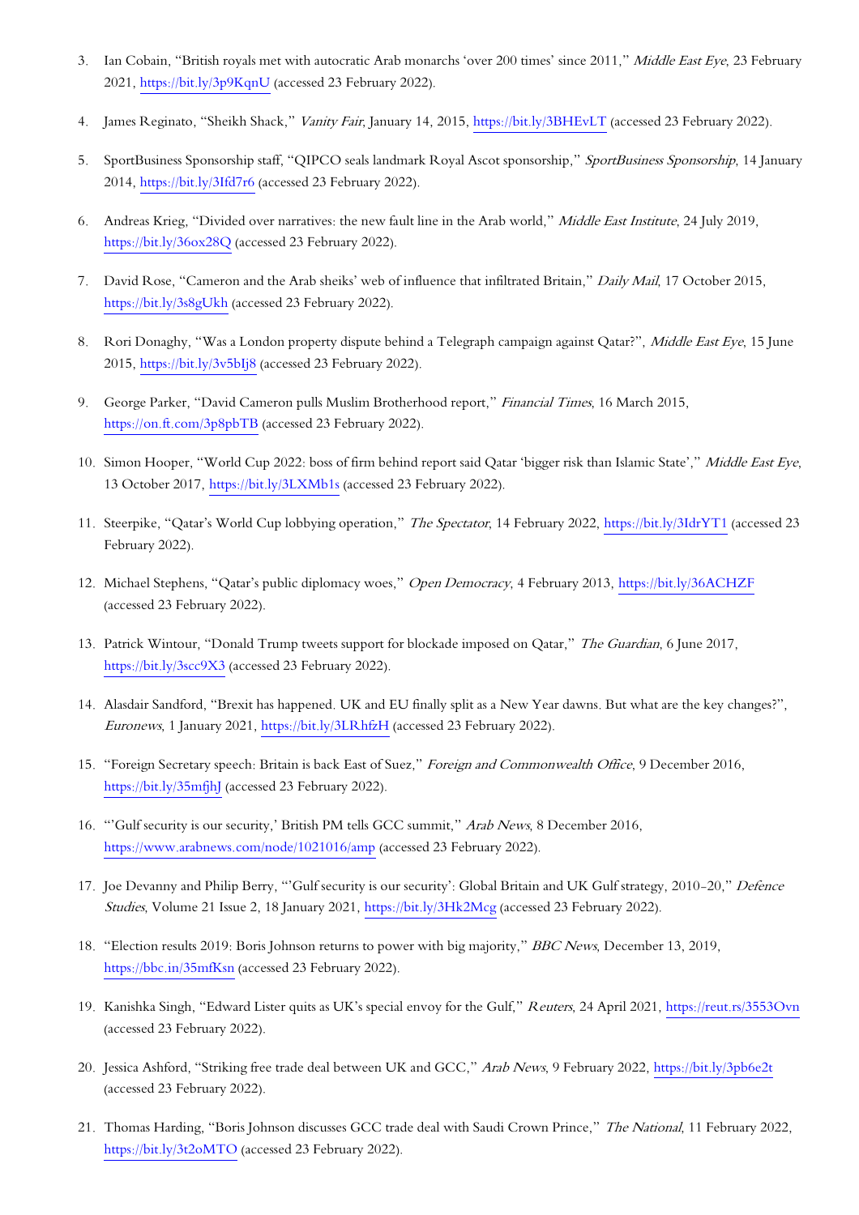3. Ian Cobain, "British royals met with autocratic Arab monarchs 'over 200 times' since 2011," *Middle East Eye*, 23 February 2021, https://bit.ly/3p9KqnU (accessed 23 February 2022).

4. James Reginato, "Sheikh Shack," *Vanity Fair*, January 14, 2015, https://bit.ly/3BHEvLT (accessed 23 February 2022).

5. SportBusiness Sponsorship staff, "QIPCO seals landmark Royal Ascot sponsorship," *SportBusiness Sponsorship*, 14 January 2014, https://bit.ly/3Ifd7r6 (accessed 23 February 2022).

6. Andreas Krieg, "Divided over narratives: the new fault line in the Arab world," *Middle East Institute*, 24 July 2019, https://bit.ly/36ox28Q (accessed 23 February 2022).

7. David Rose, "Cameron and the Arab sheiks' web of influence that infiltrated Britain," *Daily Mail*, 17 October 2015, https://bit.ly/3s8gUkh (accessed 23 February 2022).

8. Rori Donaghy, "Was a London property dispute behind a Telegraph campaign against Qatar?", *Middle East Eye*, 15 June 2015, https://bit.ly/3v5bIj8 (accessed 23 February 2022).

9. George Parker, "David Cameron pulls Muslim Brotherhood report," *Financial Times*, 16 March 2015, https://on.ft.com/3p8pbTB (accessed 23 February 2022).

10. Simon Hooper, "World Cup 2022: boss of firm behind report said Qatar 'bigger risk than Islamic State'," *Middle East Eye*, 13 October 2017, https://bit.ly/3LXMb1s (accessed 23 February 2022).

11. Steerpike, "Qatar's World Cup lobbying operation," *The Spectator*, 14 February 2022, https://bit.ly/3IdrYT1 (accessed 23 February 2022).

12. Michael Stephens, "Qatar's public diplomacy woes," *Open Democracy*, 4 February 2013, https://bit.ly/36ACHZF (accessed 23 February 2022).

13. Patrick Wintour, "Donald Trump tweets support for blockade imposed on Qatar," *The Guardian*, 6 June 2017, https://bit.ly/3scc9X3 (accessed 23 February 2022).

14. Alasdair Sandford, "Brexit has happened. UK and EU finally split as a New Year dawns. But what are the key changes?", *Euronews*, 1 January 2021, https://bit.ly/3LRhfzH (accessed 23 February 2022).

15. "Foreign Secretary speech: Britain is back East of Suez," *Foreign and Commonwealth Office*, 9 December 2016, https://bit.ly/35mfjhJ (accessed 23 February 2022).

16. "'Gulf security is our security,' British PM tells GCC summit," *Arab News*, 8 December 2016, https://www.arabnews.com/node/1021016/amp (accessed 23 February 2022).

17. Joe Devanny and Philip Berry, "'Gulf security is our security': Global Britain and UK Gulf strategy, 2010–20," *Defence Studies*, Volume 21 Issue 2, 18 January 2021, https://bit.ly/3Hk2Mcg (accessed 23 February 2022).

18. "Election results 2019: Boris Johnson returns to power with big majority," *BBC News*, December 13, 2019, https://bbc.in/35mfKsn (accessed 23 February 2022).

19. Kanishka Singh, "Edward Lister quits as UK's special envoy for the Gulf," *Reuters*, 24 April 2021, https://reut.rs/3553Ovn (accessed 23 February 2022).

20. Jessica Ashford, "Striking free trade deal between UK and GCC," *Arab News*, 9 February 2022, https://bit.ly/3pb6e2t (accessed 23 February 2022).

21. Thomas Harding, "Boris Johnson discusses GCC trade deal with Saudi Crown Prince," *The National*, 11 February 2022, https://bit.ly/3t2oMTO (accessed 23 February 2022).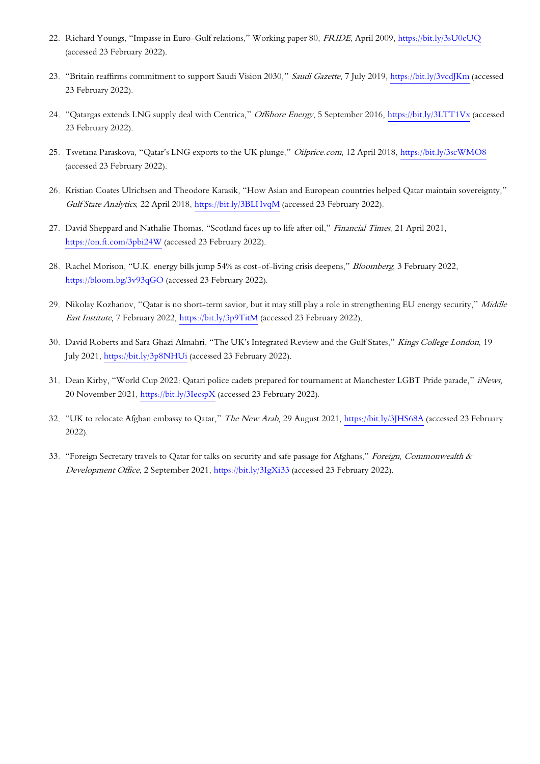22. Richard Youngs, "Impasse in Euro-Gulf relations," Working paper 80, *FRIDE*, April 2009, https://bit.ly/3sU0cUQ (accessed 23 February 2022).

23. "Britain reaffirms commitment to support Saudi Vision 2030," *Saudi Gazette*, 7 July 2019, https://bit.ly/3vcdJKm (accessed 23 February 2022).

24. "Qatargas extends LNG supply deal with Centrica," *Offshore Energy*, 5 September 2016, https://bit.ly/3LTT1Vx (accessed 23 February 2022).

25. Tsvetana Paraskova, "Qatar's LNG exports to the UK plunge," *Oilprice.com*, 12 April 2018, https://bit.ly/3scWMO8 (accessed 23 February 2022).

26. Kristian Coates Ulrichsen and Theodore Karasik, "How Asian and European countries helped Qatar maintain sovereignty," *Gulf State Analytics*, 22 April 2018, https://bit.ly/3BLHvqM (accessed 23 February 2022).

27. David Sheppard and Nathalie Thomas, "Scotland faces up to life after oil," *Financial Times*, 21 April 2021, https://on.ft.com/3pbi24W (accessed 23 February 2022).

28. Rachel Morison, "U.K. energy bills jump 54% as cost-of-living crisis deepens," *Bloomberg*, 3 February 2022, https://bloom.bg/3v93qGO (accessed 23 February 2022).

29. Nikolay Kozhanov, "Qatar is no short-term savior, but it may still play a role in strengthening EU energy security," *Middle East Institute*, 7 February 2022, https://bit.ly/3p9TitM (accessed 23 February 2022).

30. David Roberts and Sara Ghazi Almahri, "The UK's Integrated Review and the Gulf States," *Kings College London*, 19 July 2021, https://bit.ly/3p8NHUi (accessed 23 February 2022).

31. Dean Kirby, "World Cup 2022: Qatari police cadets prepared for tournament at Manchester LGBT Pride parade," *iNews*, 20 November 2021, https://bit.ly/3IecspX (accessed 23 February 2022).

32. "UK to relocate Afghan embassy to Qatar," *The New Arab*, 29 August 2021, https://bit.ly/3JHS68A (accessed 23 February 2022).

33. "Foreign Secretary travels to Qatar for talks on security and safe passage for Afghans," *Foreign, Commonwealth & Development Office*, 2 September 2021, https://bit.ly/3IgXi33 (accessed 23 February 2022).